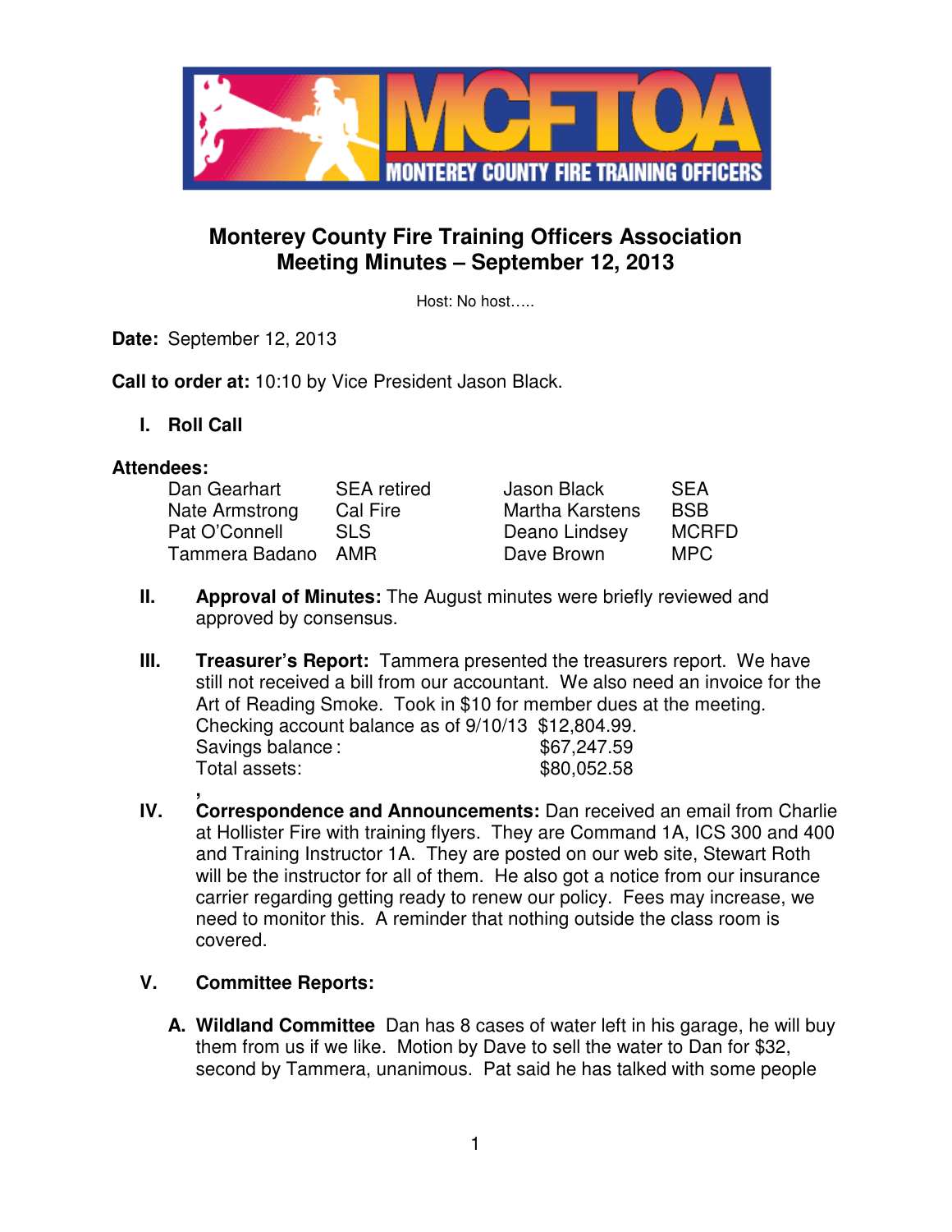# Monterey County Fire Training Officers Association
## Meeting Minutes – September 12, 2013

Host: No host…..

**Date:** September 12, 2013

**Call to order at:** 10:10 by Vice President Jason Black.

I. **Roll Call**

**Attendees:**

| | | | |
|---|---|---|---|
| Dan Gearhart | SEA retired | Jason Black | SEA |
| Nate Armstrong | Cal Fire | Martha Karstens | BSB |
| Pat O'Connell | SLS | Deano Lindsey | MCRFD |
| Tammera Badano | AMR | Dave Brown | MPC |

II. **Approval of Minutes:** The August minutes were briefly reviewed and approved by consensus.

III. **Treasurer's Report:** Tammera presented the treasurers report. We have still not received a bill from our accountant. We also need an invoice for the Art of Reading Smoke. Took in $10 for member dues at the meeting.

Checking account balance as of 9/10/13 $12,804.99.
Savings balance : $67,247.59
Total assets: $80,052.58

,

IV. **Correspondence and Announcements:** Dan received an email from Charlie at Hollister Fire with training flyers. They are Command 1A, ICS 300 and 400 and Training Instructor 1A. They are posted on our web site, Stewart Roth will be the instructor for all of them. He also got a notice from our insurance carrier regarding getting ready to renew our policy. Fees may increase, we need to monitor this. A reminder that nothing outside the class room is covered.

V. **Committee Reports:**

A. **Wildland Committee** Dan has 8 cases of water left in his garage, he will buy them from us if we like. Motion by Dave to sell the water to Dan for $32, second by Tammera, unanimous. Pat said he has talked with some people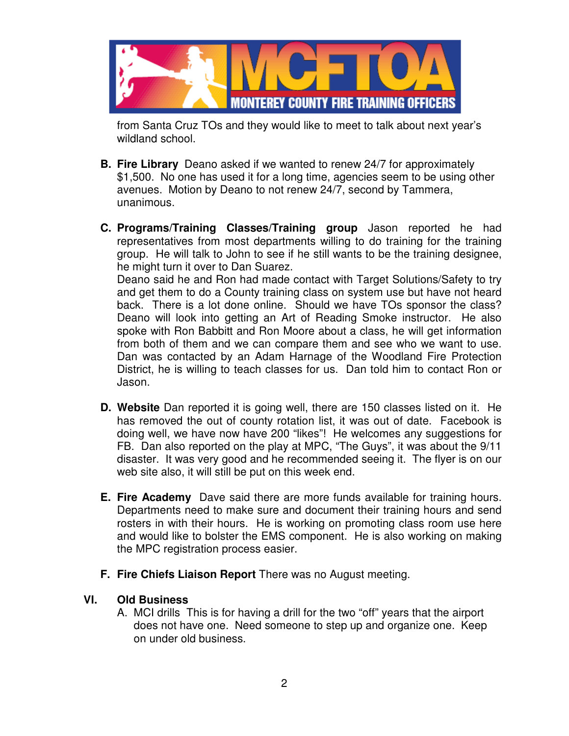from Santa Cruz TOs and they would like to meet to talk about next year's wildland school.

**B. Fire Library** Deano asked if we wanted to renew 24/7 for approximately $1,500. No one has used it for a long time, agencies seem to be using other avenues. Motion by Deano to not renew 24/7, second by Tammera, unanimous.

**C. Programs/Training Classes/Training group** Jason reported he had representatives from most departments willing to do training for the training group. He will talk to John to see if he still wants to be the training designee, he might turn it over to Dan Suarez.
Deano said he and Ron had made contact with Target Solutions/Safety to try and get them to do a County training class on system use but have not heard back. There is a lot done online. Should we have TOs sponsor the class? Deano will look into getting an Art of Reading Smoke instructor. He also spoke with Ron Babbitt and Ron Moore about a class, he will get information from both of them and we can compare them and see who we want to use. Dan was contacted by an Adam Harnage of the Woodland Fire Protection District, he is willing to teach classes for us. Dan told him to contact Ron or Jason.

**D. Website** Dan reported it is going well, there are 150 classes listed on it. He has removed the out of county rotation list, it was out of date. Facebook is doing well, we have now have 200 "likes"! He welcomes any suggestions for FB. Dan also reported on the play at MPC, "The Guys", it was about the 9/11 disaster. It was very good and he recommended seeing it. The flyer is on our web site also, it will still be put on this week end.

**E. Fire Academy** Dave said there are more funds available for training hours. Departments need to make sure and document their training hours and send rosters in with their hours. He is working on promoting class room use here and would like to bolster the EMS component. He is also working on making the MPC registration process easier.

**F. Fire Chiefs Liaison Report** There was no August meeting.

## VI. Old Business

A. MCI drills This is for having a drill for the two "off" years that the airport does not have one. Need someone to step up and organize one. Keep on under old business.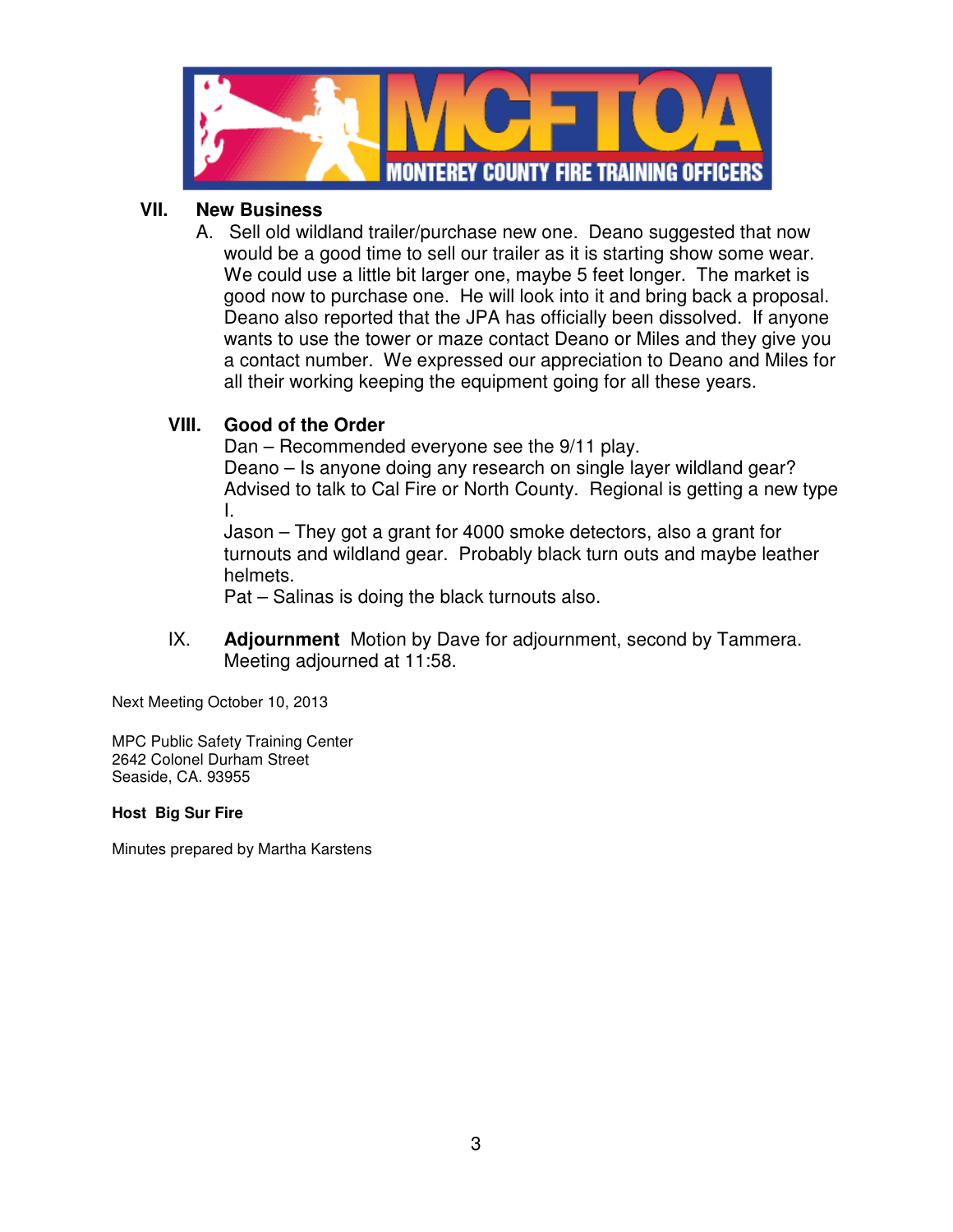MCFTOA
MONTEREY COUNTY FIRE TRAINING OFFICERS

## VII. New Business

A. Sell old wildland trailer/purchase new one. Deano suggested that now would be a good time to sell our trailer as it is starting show some wear. We could use a little bit larger one, maybe 5 feet longer. The market is good now to purchase one. He will look into it and bring back a proposal. Deano also reported that the JPA has officially been dissolved. If anyone wants to use the tower or maze contact Deano or Miles and they give you a contact number. We expressed our appreciation to Deano and Miles for all their working keeping the equipment going for all these years.

## VIII. Good of the Order

Dan – Recommended everyone see the 9/11 play.
Deano – Is anyone doing any research on single layer wildland gear? Advised to talk to Cal Fire or North County. Regional is getting a new type I.
Jason – They got a grant for 4000 smoke detectors, also a grant for turnouts and wildland gear. Probably black turn outs and maybe leather helmets.
Pat – Salinas is doing the black turnouts also.

IX. **Adjournment** Motion by Dave for adjournment, second by Tammera. Meeting adjourned at 11:58.

Next Meeting October 10, 2013

MPC Public Safety Training Center
2642 Colonel Durham Street
Seaside, CA. 93955

**Host Big Sur Fire**

Minutes prepared by Martha Karstens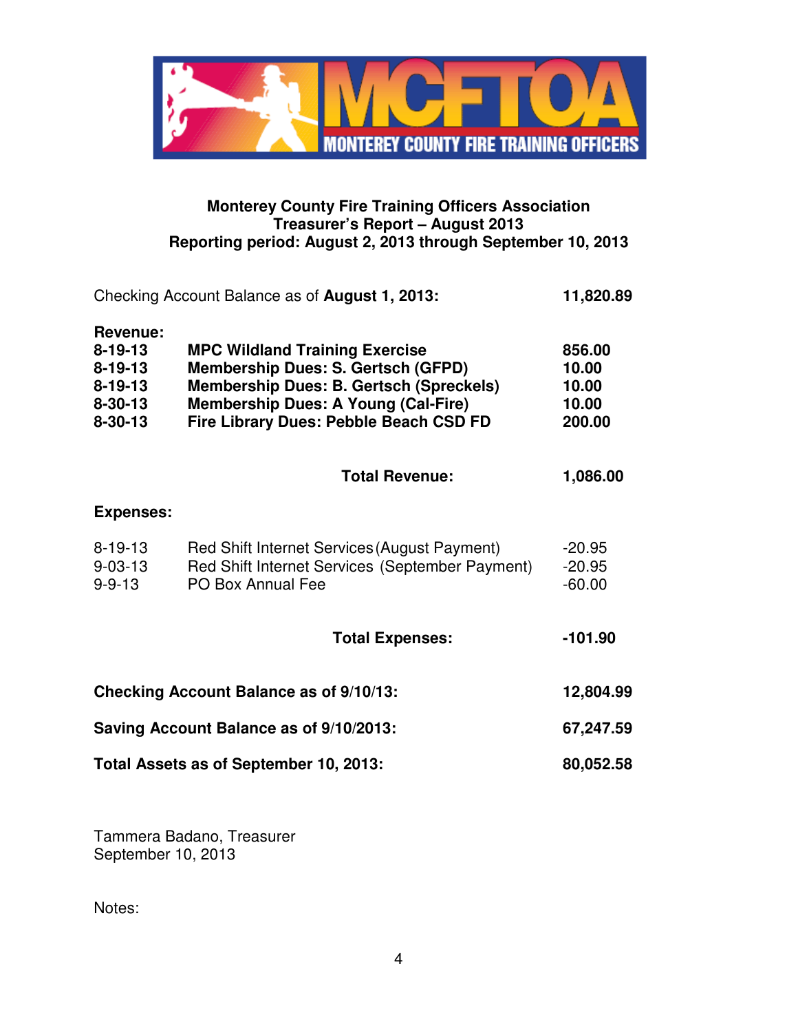MCFTOA
MONTEREY COUNTY FIRE TRAINING OFFICERS

**Monterey County Fire Training Officers Association**
**Treasurer's Report – August 2013**
**Reporting period: August 2, 2013 through September 10, 2013**

| | | |
|---|---|---|
| Checking Account Balance as of **August 1, 2013:** | | **11,820.89** |
| **Revenue:** | | |
| **8-19-13** | **MPC Wildland Training Exercise** | **856.00** |
| **8-19-13** | **Membership Dues: S. Gertsch (GFPD)** | **10.00** |
| **8-19-13** | **Membership Dues: B. Gertsch (Spreckels)** | **10.00** |
| **8-30-13** | **Membership Dues: A Young (Cal-Fire)** | **10.00** |
| **8-30-13** | **Fire Library Dues: Pebble Beach CSD FD** | **200.00** |
| | **Total Revenue:** | **1,086.00** |
| **Expenses:** | | |
| 8-19-13 | Red Shift Internet Services (August Payment) | -20.95 |
| 9-03-13 | Red Shift Internet Services (September Payment) | -20.95 |
| 9-9-13 | PO Box Annual Fee | -60.00 |
| | **Total Expenses:** | **-101.90** |
| **Checking Account Balance as of 9/10/13:** | | **12,804.99** |
| **Saving Account Balance as of 9/10/2013:** | | **67,247.59** |
| **Total Assets as of September 10, 2013:** | | **80,052.58** |

Tammera Badano, Treasurer
September 10, 2013

Notes: